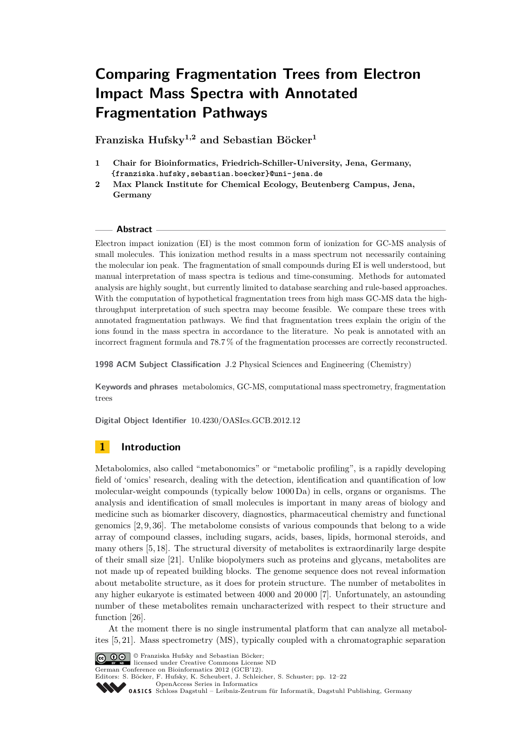# Comparing Fragmentation Trees from Electron Impact Mass Spectra with Annotated Fragmentation Pathways

**Franziska Hufsky[1,2] and Sebastian Böcker[1]**

1 **Chair for Bioinformatics, Friedrich-Schiller-University, Jena, Germany,** {franziska.hufsky,sebastian.boecker}@uni-jena.de

2 **Max Planck Institute for Chemical Ecology, Beutenberg Campus, Jena, Germany**

## Abstract

Electron impact ionization (EI) is the most common form of ionization for GC-MS analysis of small molecules. This ionization method results in a mass spectrum not necessarily containing the molecular ion peak. The fragmentation of small compounds during EI is well understood, but manual interpretation of mass spectra is tedious and time-consuming. Methods for automated analysis are highly sought, but currently limited to database searching and rule-based approaches. With the computation of hypothetical fragmentation trees from high mass GC-MS data the high-throughput interpretation of such spectra may become feasible. We compare these trees with annotated fragmentation pathways. We find that fragmentation trees explain the origin of the ions found in the mass spectra in accordance to the literature. No peak is annotated with an incorrect fragment formula and 78.7 % of the fragmentation processes are correctly reconstructed.

**1998 ACM Subject Classification** J.2 Physical Sciences and Engineering (Chemistry)

**Keywords and phrases** metabolomics, GC-MS, computational mass spectrometry, fragmentation trees

**Digital Object Identifier** 10.4230/OASIcs.GCB.2012.12

## 1 Introduction

Metabolomics, also called "metabonomics" or "metabolic profiling", is a rapidly developing field of 'omics' research, dealing with the detection, identification and quantification of low molecular-weight compounds (typically below 1000 Da) in cells, organs or organisms. The analysis and identification of small molecules is important in many areas of biology and medicine such as biomarker discovery, diagnostics, pharmaceutical chemistry and functional genomics [2, 9, 36]. The metabolome consists of various compounds that belong to a wide array of compound classes, including sugars, acids, bases, lipids, hormonal steroids, and many others [5, 18]. The structural diversity of metabolites is extraordinarily large despite of their small size [21]. Unlike biopolymers such as proteins and glycans, metabolites are not made up of repeated building blocks. The genome sequence does not reveal information about metabolite structure, as it does for protein structure. The number of metabolites in any higher eukaryote is estimated between 4000 and 20 000 [7]. Unfortunately, an astounding number of these metabolites remain uncharacterized with respect to their structure and function [26].

At the moment there is no single instrumental platform that can analyze all metabolites [5, 21]. Mass spectrometry (MS), typically coupled with a chromatographic separation

© Franziska Hufsky and Sebastian Böcker;
licensed under Creative Commons License ND
German Conference on Bioinformatics 2012 (GCB'12).
Editors: S. Böcker, F. Hufsky, K. Scheubert, J. Schleicher, S. Schuster; pp. 12–22
OpenAccess Series in Informatics
Schloss Dagstuhl – Leibniz-Zentrum für Informatik, Dagstuhl Publishing, Germany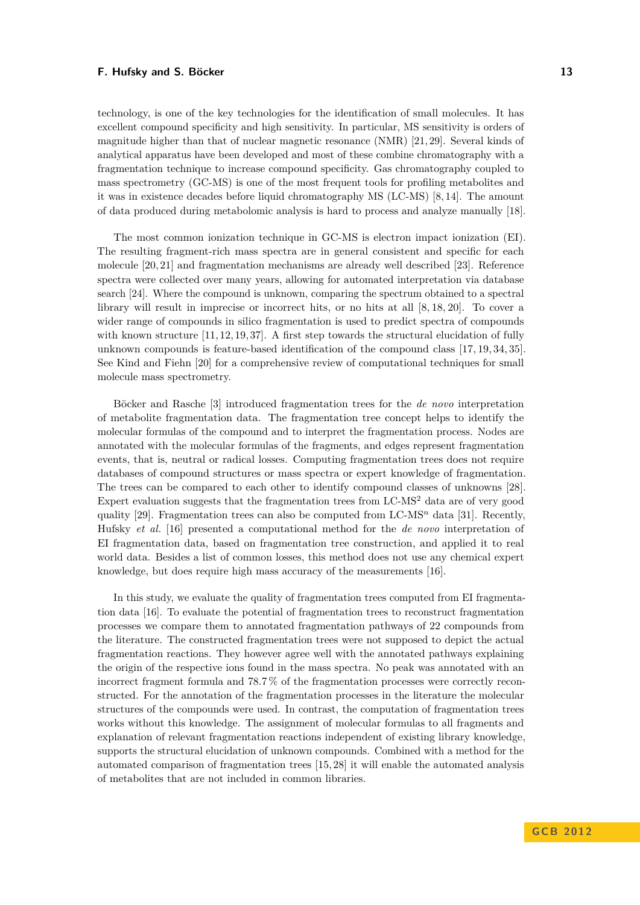technology, is one of the key technologies for the identification of small molecules. It has excellent compound specificity and high sensitivity. In particular, MS sensitivity is orders of magnitude higher than that of nuclear magnetic resonance (NMR) [21, 29]. Several kinds of analytical apparatus have been developed and most of these combine chromatography with a fragmentation technique to increase compound specificity. Gas chromatography coupled to mass spectrometry (GC-MS) is one of the most frequent tools for profiling metabolites and it was in existence decades before liquid chromatography MS (LC-MS) [8, 14]. The amount of data produced during metabolomic analysis is hard to process and analyze manually [18].

The most common ionization technique in GC-MS is electron impact ionization (EI). The resulting fragment-rich mass spectra are in general consistent and specific for each molecule [20, 21] and fragmentation mechanisms are already well described [23]. Reference spectra were collected over many years, allowing for automated interpretation via database search [24]. Where the compound is unknown, comparing the spectrum obtained to a spectral library will result in imprecise or incorrect hits, or no hits at all [8, 18, 20]. To cover a wider range of compounds in silico fragmentation is used to predict spectra of compounds with known structure [11, 12, 19, 37]. A first step towards the structural elucidation of fully unknown compounds is feature-based identification of the compound class [17, 19, 34, 35]. See Kind and Fiehn [20] for a comprehensive review of computational techniques for small molecule mass spectrometry.

Böcker and Rasche [3] introduced fragmentation trees for the *de novo* interpretation of metabolite fragmentation data. The fragmentation tree concept helps to identify the molecular formulas of the compound and to interpret the fragmentation process. Nodes are annotated with the molecular formulas of the fragments, and edges represent fragmentation events, that is, neutral or radical losses. Computing fragmentation trees does not require databases of compound structures or mass spectra or expert knowledge of fragmentation. The trees can be compared to each other to identify compound classes of unknowns [28]. Expert evaluation suggests that the fragmentation trees from LC-$MS^2$ data are of very good quality [29]. Fragmentation trees can also be computed from LC-$MS^n$ data [31]. Recently, Hufsky *et al.* [16] presented a computational method for the *de novo* interpretation of EI fragmentation data, based on fragmentation tree construction, and applied it to real world data. Besides a list of common losses, this method does not use any chemical expert knowledge, but does require high mass accuracy of the measurements [16].

In this study, we evaluate the quality of fragmentation trees computed from EI fragmentation data [16]. To evaluate the potential of fragmentation trees to reconstruct fragmentation processes we compare them to annotated fragmentation pathways of 22 compounds from the literature. The constructed fragmentation trees were not supposed to depict the actual fragmentation reactions. They however agree well with the annotated pathways explaining the origin of the respective ions found in the mass spectra. No peak was annotated with an incorrect fragment formula and 78.7 % of the fragmentation processes were correctly reconstructed. For the annotation of the fragmentation processes in the literature the molecular structures of the compounds were used. In contrast, the computation of fragmentation trees works without this knowledge. The assignment of molecular formulas to all fragments and explanation of relevant fragmentation reactions independent of existing library knowledge, supports the structural elucidation of unknown compounds. Combined with a method for the automated comparison of fragmentation trees [15, 28] it will enable the automated analysis of metabolites that are not included in common libraries.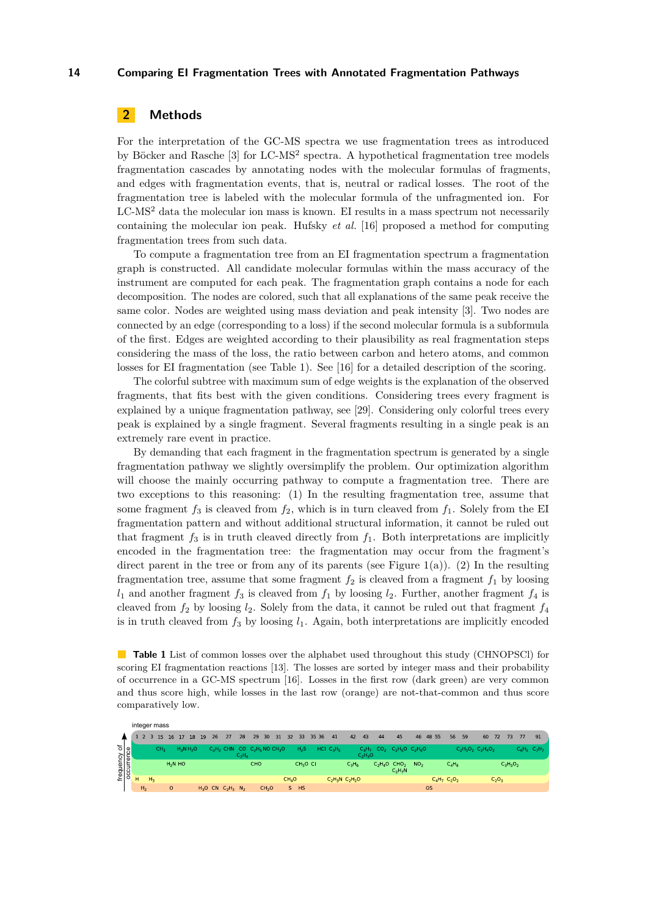## 2 Methods

For the interpretation of the GC-MS spectra we use fragmentation trees as introduced by Böcker and Rasche [3] for LC-MS$^2$ spectra. A hypothetical fragmentation tree models fragmentation cascades by annotating nodes with the molecular formulas of fragments, and edges with fragmentation events, that is, neutral or radical losses. The root of the fragmentation tree is labeled with the molecular formula of the unfragmented ion. For LC-MS$^2$ data the molecular ion mass is known. EI results in a mass spectrum not necessarily containing the molecular ion peak. Hufsky *et al.* [16] proposed a method for computing fragmentation trees from such data.

To compute a fragmentation tree from an EI fragmentation spectrum a fragmentation graph is constructed. All candidate molecular formulas within the mass accuracy of the instrument are computed for each peak. The fragmentation graph contains a node for each decomposition. The nodes are colored, such that all explanations of the same peak receive the same color. Nodes are weighted using mass deviation and peak intensity [3]. Two nodes are connected by an edge (corresponding to a loss) if the second molecular formula is a subformula of the first. Edges are weighted according to their plausibility as real fragmentation steps considering the mass of the loss, the ratio between carbon and hetero atoms, and common losses for EI fragmentation (see Table 1). See [16] for a detailed description of the scoring.

The colorful subtree with maximum sum of edge weights is the explanation of the observed fragments, that fits best with the given conditions. Considering trees every fragment is explained by a unique fragmentation pathway, see [29]. Considering only colorful trees every peak is explained by a single fragment. Several fragments resulting in a single peak is an extremely rare event in practice.

By demanding that each fragment in the fragmentation spectrum is generated by a single fragmentation pathway we slightly oversimplify the problem. Our optimization algorithm will choose the mainly occurring pathway to compute a fragmentation tree. There are two exceptions to this reasoning: (1) In the resulting fragmentation tree, assume that some fragment $f_3$ is cleaved from $f_2$, which is in turn cleaved from $f_1$. Solely from the EI fragmentation pattern and without additional structural information, it cannot be ruled out that fragment $f_3$ is in truth cleaved directly from $f_1$. Both interpretations are implicitly encoded in the fragmentation tree: the fragmentation may occur from the fragment's direct parent in the tree or from any of its parents (see Figure 1(a)). (2) In the resulting fragmentation tree, assume that some fragment $f_2$ is cleaved from a fragment $f_1$ by loosing $l_1$ and another fragment $f_3$ is cleaved from $f_1$ by loosing $l_2$. Further, another fragment $f_4$ is cleaved from $f_2$ by loosing $l_2$. Solely from the data, it cannot be ruled out that fragment $f_4$ is in truth cleaved from $f_3$ by loosing $l_1$. Again, both interpretations are implicitly encoded

**Table 1** List of common losses over the alphabet used throughout this study (CHNOPSCl) for scoring EI fragmentation reactions [13]. The losses are sorted by integer mass and their probability of occurrence in a GC-MS spectrum [16]. Losses in the first row (dark green) are very common and thus score high, while losses in the last row (orange) are not-that-common and thus score comparatively low.

| Frequency of occurrence | Losses (sorted by integer mass: 1 2 3 15 16 17 18 19 26 27 28 29 30 31 32 33 35 36 41 42 43 44 45 46 48 55 56 59 60 72 73 77 91) |
| --- | --- |
| very common (dark green) | $CH_3$, $H_3N$, $H_2O$, $C_2H_2$, $CHN$, $CO$, $C_2H_4$, $C_2H_5$, $NO$, $CH_3O$, $H_2S$, $HCl$, $C_3H_5$, $C_3H_7$, $C_2H_3O$, $CO_2$, $C_2H_5O$, $C_2H_6O$, $C_2H_3O_2$, $C_2H_4O_2$, $C_6H_5$, $C_7H_7$ |
| common (light green) | $H_2N$, $HO$, $CHO$, $CH_5O$, $Cl$, $C_3H_6$, $C_2H_4O$, $CHO_2$, $C_2H_7N$, $NO_2$, $C_4H_8$, $C_3H_5O_2$ |
| less common (yellow) | $H$, $H_3$, $CH_4O$, $C_2H_5N$, $C_2H_2O$, $C_4H_7$, $C_2O_2$, $C_2O_3$ |
| not-that-common (orange) | $H_2$, $O$, $H_3O$, $CN$, $C_2H_3$, $N_2$, $CH_2O$, $S$, $HS$, $OS$ |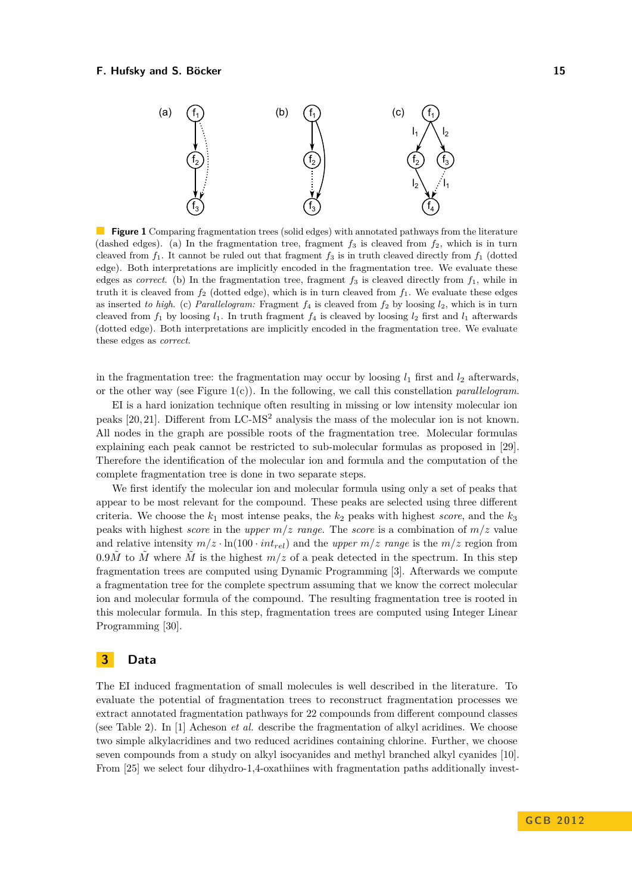**Figure 1** Comparing fragmentation trees (solid edges) with annotated pathways from the literature (dashed edges). (a) In the fragmentation tree, fragment $f_3$ is cleaved from $f_2$, which is in turn cleaved from $f_1$. It cannot be ruled out that fragment $f_3$ is in truth cleaved directly from $f_1$ (dotted edge). Both interpretations are implicitly encoded in the fragmentation tree. We evaluate these edges as *correct*. (b) In the fragmentation tree, fragment $f_3$ is cleaved directly from $f_1$, while in truth it is cleaved from $f_2$ (dotted edge), which is in turn cleaved from $f_1$. We evaluate these edges as inserted *to high*. (c) *Parallelogram:* Fragment $f_4$ is cleaved from $f_2$ by loosing $l_2$, which is in turn cleaved from $f_1$ by loosing $l_1$. In truth fragment $f_4$ is cleaved by loosing $l_2$ first and $l_1$ afterwards (dotted edge). Both interpretations are implicitly encoded in the fragmentation tree. We evaluate these edges as *correct*.

in the fragmentation tree: the fragmentation may occur by loosing $l_1$ first and $l_2$ afterwards, or the other way (see Figure 1(c)). In the following, we call this constellation *parallelogram*.

EI is a hard ionization technique often resulting in missing or low intensity molecular ion peaks [20, 21]. Different from LC-MS$^2$ analysis the mass of the molecular ion is not known. All nodes in the graph are possible roots of the fragmentation tree. Molecular formulas explaining each peak cannot be restricted to sub-molecular formulas as proposed in [29]. Therefore the identification of the molecular ion and formula and the computation of the complete fragmentation tree is done in two separate steps.

We first identify the molecular ion and molecular formula using only a set of peaks that appear to be most relevant for the compound. These peaks are selected using three different criteria. We choose the $k_1$ most intense peaks, the $k_2$ peaks with highest *score*, and the $k_3$ peaks with highest *score* in the *upper* $m/z$ *range*. The *score* is a combination of $m/z$ value and relative intensity $m/z \cdot \ln(100 \cdot int_{rel})$ and the *upper* $m/z$ *range* is the $m/z$ region from $0.9\tilde{M}$ to $\tilde{M}$ where $\tilde{M}$ is the highest $m/z$ of a peak detected in the spectrum. In this step fragmentation trees are computed using Dynamic Programming [3]. Afterwards we compute a fragmentation tree for the complete spectrum assuming that we know the correct molecular ion and molecular formula of the compound. The resulting fragmentation tree is rooted in this molecular formula. In this step, fragmentation trees are computed using Integer Linear Programming [30].

## 3 Data

The EI induced fragmentation of small molecules is well described in the literature. To evaluate the potential of fragmentation trees to reconstruct fragmentation processes we extract annotated fragmentation pathways for 22 compounds from different compound classes (see Table 2). In [1] Acheson *et al.* describe the fragmentation of alkyl acridines. We choose two simple alkylacridines and two reduced acridines containing chlorine. Further, we choose seven compounds from a study on alkyl isocyanides and methyl branched alkyl cyanides [10]. From [25] we select four dihydro-1,4-oxathiines with fragmentation paths additionally invest-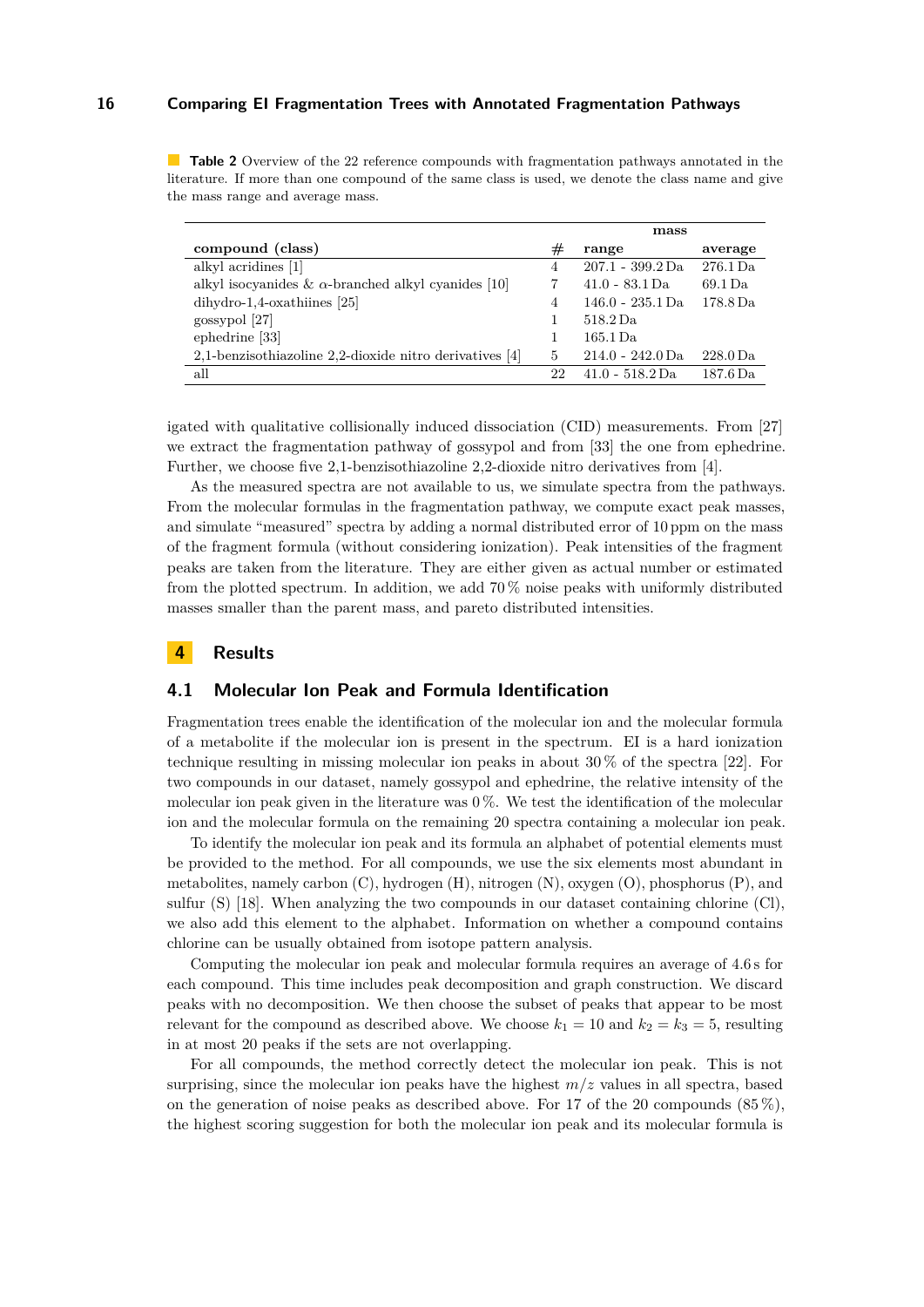**Table 2** Overview of the 22 reference compounds with fragmentation pathways annotated in the literature. If more than one compound of the same class is used, we denote the class name and give the mass range and average mass.

| | | mass | |
|---|---|---|---|
| **compound (class)** | **#** | **range** | **average** |
| alkyl acridines [1] | 4 | 207.1 - 399.2 Da | 276.1 Da |
| alkyl isocyanides & $\alpha$-branched alkyl cyanides [10] | 7 | 41.0 - 83.1 Da | 69.1 Da |
| dihydro-1,4-oxathiines [25] | 4 | 146.0 - 235.1 Da | 178.8 Da |
| gossypol [27] | 1 | 518.2 Da | |
| ephedrine [33] | 1 | 165.1 Da | |
| 2,1-benzisothiazoline 2,2-dioxide nitro derivatives [4] | 5 | 214.0 - 242.0 Da | 228.0 Da |
| all | 22 | 41.0 - 518.2 Da | 187.6 Da |

igated with qualitative collisionally induced dissociation (CID) measurements. From [27] we extract the fragmentation pathway of gossypol and from [33] the one from ephedrine. Further, we choose five 2,1-benzisothiazoline 2,2-dioxide nitro derivatives from [4].

As the measured spectra are not available to us, we simulate spectra from the pathways. From the molecular formulas in the fragmentation pathway, we compute exact peak masses, and simulate "measured" spectra by adding a normal distributed error of 10 ppm on the mass of the fragment formula (without considering ionization). Peak intensities of the fragment peaks are taken from the literature. They are either given as actual number or estimated from the plotted spectrum. In addition, we add 70 % noise peaks with uniformly distributed masses smaller than the parent mass, and pareto distributed intensities.

# 4 Results

## 4.1 Molecular Ion Peak and Formula Identification

Fragmentation trees enable the identification of the molecular ion and the molecular formula of a metabolite if the molecular ion is present in the spectrum. EI is a hard ionization technique resulting in missing molecular ion peaks in about 30 % of the spectra [22]. For two compounds in our dataset, namely gossypol and ephedrine, the relative intensity of the molecular ion peak given in the literature was 0 %. We test the identification of the molecular ion and the molecular formula on the remaining 20 spectra containing a molecular ion peak.

To identify the molecular ion peak and its formula an alphabet of potential elements must be provided to the method. For all compounds, we use the six elements most abundant in metabolites, namely carbon (C), hydrogen (H), nitrogen (N), oxygen (O), phosphorus (P), and sulfur (S) [18]. When analyzing the two compounds in our dataset containing chlorine (Cl), we also add this element to the alphabet. Information on whether a compound contains chlorine can be usually obtained from isotope pattern analysis.

Computing the molecular ion peak and molecular formula requires an average of 4.6 s for each compound. This time includes peak decomposition and graph construction. We discard peaks with no decomposition. We then choose the subset of peaks that appear to be most relevant for the compound as described above. We choose $k_1 = 10$ and $k_2 = k_3 = 5$, resulting in at most 20 peaks if the sets are not overlapping.

For all compounds, the method correctly detect the molecular ion peak. This is not surprising, since the molecular ion peaks have the highest $m/z$ values in all spectra, based on the generation of noise peaks as described above. For 17 of the 20 compounds (85 %), the highest scoring suggestion for both the molecular ion peak and its molecular formula is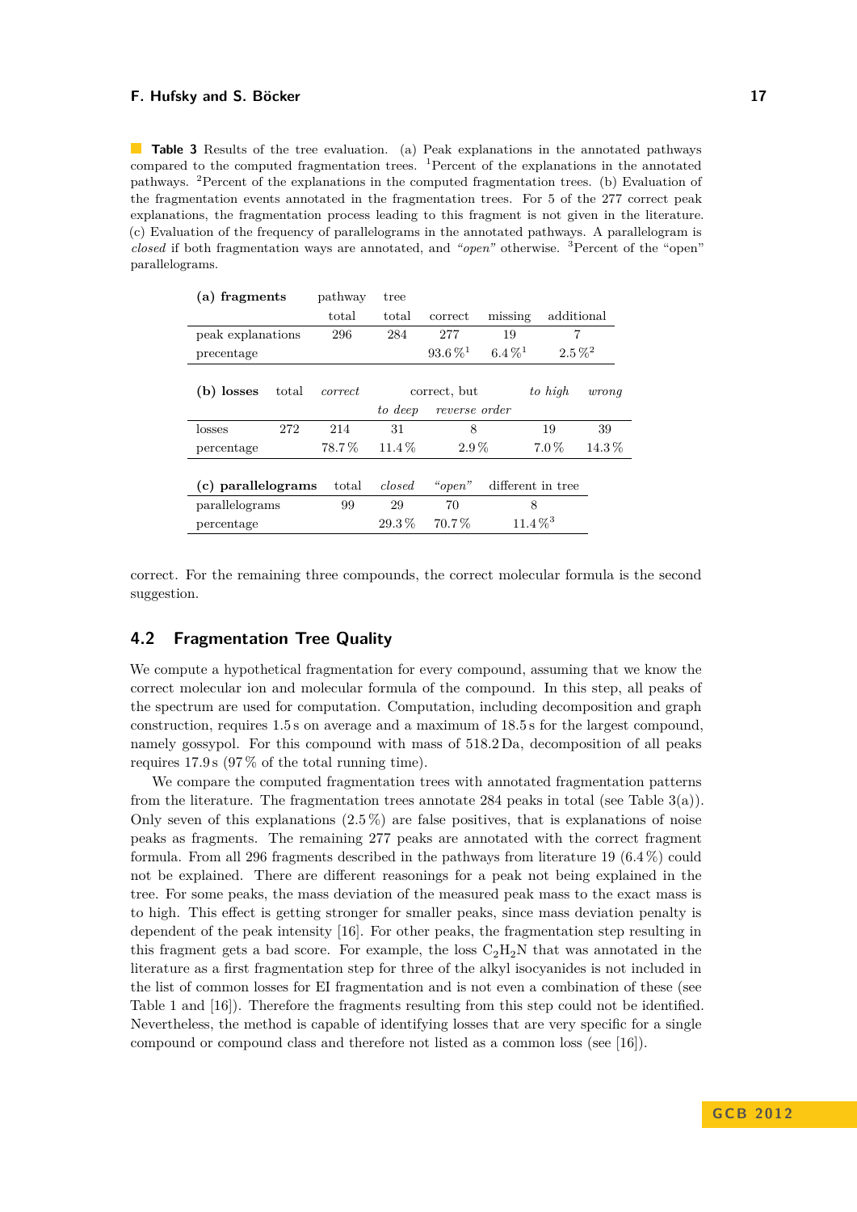**Table 3** Results of the tree evaluation. (a) Peak explanations in the annotated pathways compared to the computed fragmentation trees. [1]Percent of the explanations in the annotated pathways. [2]Percent of the explanations in the computed fragmentation trees. (b) Evaluation of the fragmentation events annotated in the fragmentation trees. For 5 of the 277 correct peak explanations, the fragmentation process leading to this fragment is not given in the literature. (c) Evaluation of the frequency of parallelograms in the annotated pathways. A parallelogram is *closed* if both fragmentation ways are annotated, and *"open"* otherwise. [3]Percent of the "open" parallelograms.

| **(a) fragments** | pathway total | tree total | correct | missing | additional |
|---|---|---|---|---|---|
| peak explanations | 296 | 284 | 277 | 19 | 7 |
| precentage | | | 93.6 %[1] | 6.4 %[1] | 2.5 %[2] |

| **(b) losses** | total | *correct* | correct, but *to deep* | correct, but *reverse order* | *to high* | *wrong* |
|---|---|---|---|---|---|---|
| losses | 272 | 214 | 31 | 8 | 19 | 39 |
| percentage | | 78.7 % | 11.4 % | 2.9 % | 7.0 % | 14.3 % |

| **(c) parallelograms** | total | *closed* | *"open"* | different in tree |
|---|---|---|---|---|
| parallelograms | 99 | 29 | 70 | 8 |
| percentage | | 29.3 % | 70.7 % | 11.4 %[3] |

correct. For the remaining three compounds, the correct molecular formula is the second suggestion.

## 4.2 Fragmentation Tree Quality

We compute a hypothetical fragmentation for every compound, assuming that we know the correct molecular ion and molecular formula of the compound. In this step, all peaks of the spectrum are used for computation. Computation, including decomposition and graph construction, requires 1.5 s on average and a maximum of 18.5 s for the largest compound, namely gossypol. For this compound with mass of 518.2 Da, decomposition of all peaks requires 17.9 s (97 % of the total running time).

We compare the computed fragmentation trees with annotated fragmentation patterns from the literature. The fragmentation trees annotate 284 peaks in total (see Table 3(a)). Only seven of this explanations (2.5 %) are false positives, that is explanations of noise peaks as fragments. The remaining 277 peaks are annotated with the correct fragment formula. From all 296 fragments described in the pathways from literature 19 (6.4 %) could not be explained. There are different reasonings for a peak not being explained in the tree. For some peaks, the mass deviation of the measured peak mass to the exact mass is to high. This effect is getting stronger for smaller peaks, since mass deviation penalty is dependent of the peak intensity [16]. For other peaks, the fragmentation step resulting in this fragment gets a bad score. For example, the loss $C_2H_2N$ that was annotated in the literature as a first fragmentation step for three of the alkyl isocyanides is not included in the list of common losses for EI fragmentation and is not even a combination of these (see Table 1 and [16]). Therefore the fragments resulting from this step could not be identified. Nevertheless, the method is capable of identifying losses that are very specific for a single compound or compound class and therefore not listed as a common loss (see [16]).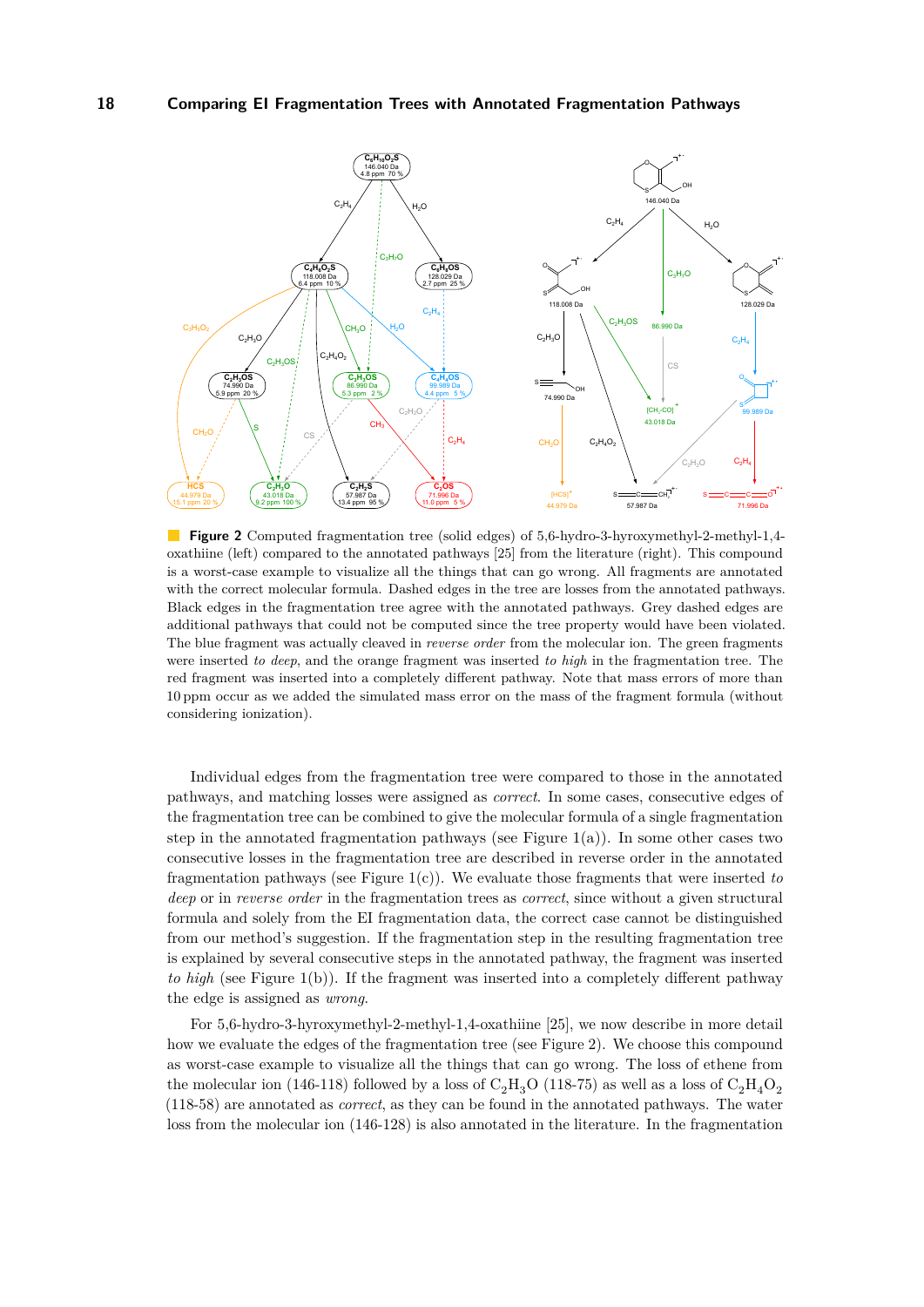**Figure 2** Computed fragmentation tree (solid edges) of 5,6-hydro-3-hyroxymethyl-2-methyl-1,4-oxathiine (left) compared to the annotated pathways [25] from the literature (right). This compound is a worst-case example to visualize all the things that can go wrong. All fragments are annotated with the correct molecular formula. Dashed edges in the tree are losses from the annotated pathways. Black edges in the fragmentation tree agree with the annotated pathways. Grey dashed edges are additional pathways that could not be computed since the tree property would have been violated. The blue fragment was actually cleaved in *reverse order* from the molecular ion. The green fragments were inserted *to deep*, and the orange fragment was inserted *to high* in the fragmentation tree. The red fragment was inserted into a completely different pathway. Note that mass errors of more than 10 ppm occur as we added the simulated mass error on the mass of the fragment formula (without considering ionization).

Individual edges from the fragmentation tree were compared to those in the annotated pathways, and matching losses were assigned as *correct*. In some cases, consecutive edges of the fragmentation tree can be combined to give the molecular formula of a single fragmentation step in the annotated fragmentation pathways (see Figure 1(a)). In some other cases two consecutive losses in the fragmentation tree are described in reverse order in the annotated fragmentation pathways (see Figure 1(c)). We evaluate those fragments that were inserted *to deep* or in *reverse order* in the fragmentation trees as *correct*, since without a given structural formula and solely from the EI fragmentation data, the correct case cannot be distinguished from our method's suggestion. If the fragmentation step in the resulting fragmentation tree is explained by several consecutive steps in the annotated pathway, the fragment was inserted *to high* (see Figure 1(b)). If the fragment was inserted into a completely different pathway the edge is assigned as *wrong*.

For 5,6-hydro-3-hyroxymethyl-2-methyl-1,4-oxathiine [25], we now describe in more detail how we evaluate the edges of the fragmentation tree (see Figure 2). We choose this compound as worst-case example to visualize all the things that can go wrong. The loss of ethene from the molecular ion (146-118) followed by a loss of $C_2H_3O$ (118-75) as well as a loss of $C_2H_4O_2$ (118-58) are annotated as *correct*, as they can be found in the annotated pathways. The water loss from the molecular ion (146-128) is also annotated in the literature. In the fragmentation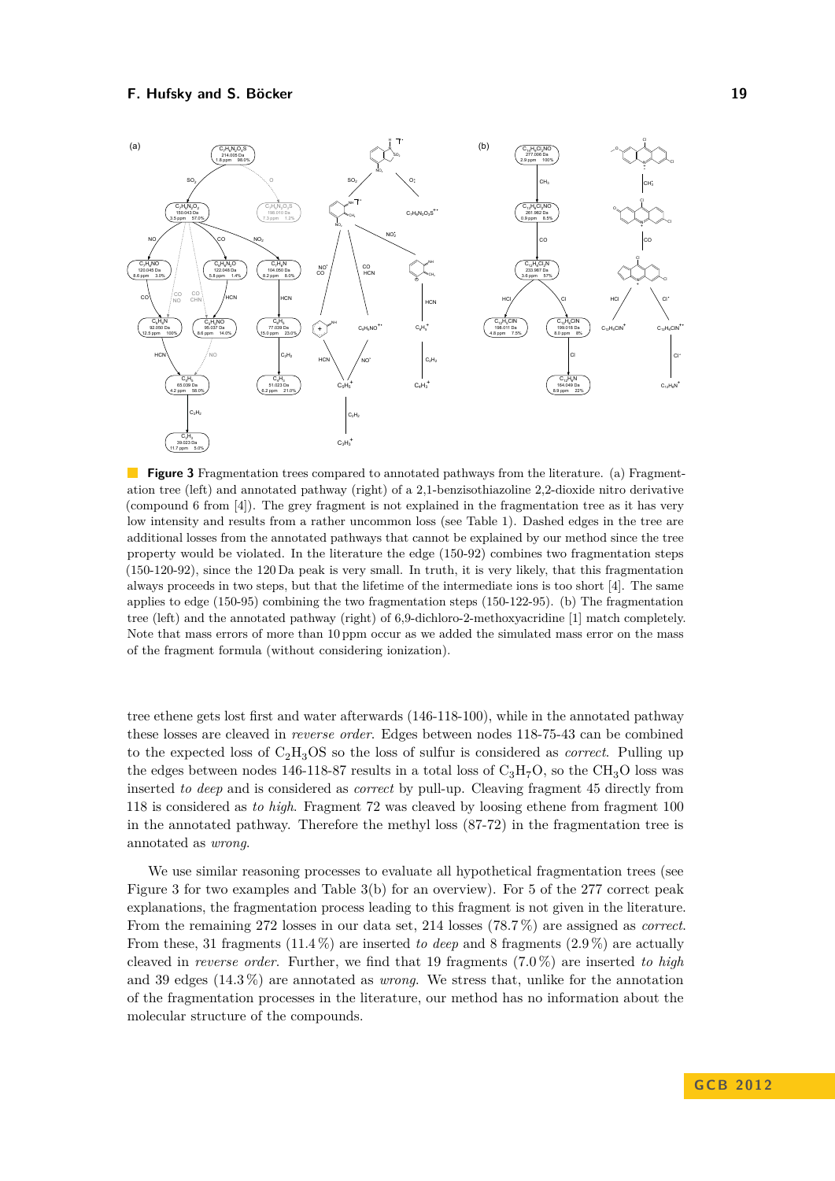**Figure 3** Fragmentation trees compared to annotated pathways from the literature. (a) Fragmentation tree (left) and annotated pathway (right) of a 2,1-benzisothiazoline 2,2-dioxide nitro derivative (compound 6 from [4]). The grey fragment is not explained in the fragmentation tree as it has very low intensity and results from a rather uncommon loss (see Table 1). Dashed edges in the tree are additional losses from the annotated pathways that cannot be explained by our method since the tree property would be violated. In the literature the edge (150-92) combines two fragmentation steps (150-120-92), since the 120 Da peak is very small. In truth, it is very likely, that this fragmentation always proceeds in two steps, but that the lifetime of the intermediate ions is too short [4]. The same applies to edge (150-95) combining the two fragmentation steps (150-122-95). (b) The fragmentation tree (left) and the annotated pathway (right) of 6,9-dichloro-2-methoxyacridine [1] match completely. Note that mass errors of more than 10 ppm occur as we added the simulated mass error on the mass of the fragment formula (without considering ionization).

tree ethene gets lost first and water afterwards (146-118-100), while in the annotated pathway these losses are cleaved in *reverse order*. Edges between nodes 118-75-43 can be combined to the expected loss of $C_2H_3OS$ so the loss of sulfur is considered as *correct*. Pulling up the edges between nodes 146-118-87 results in a total loss of $C_3H_7O$, so the $CH_3O$ loss was inserted *to deep* and is considered as *correct* by pull-up. Cleaving fragment 45 directly from 118 is considered as *to high*. Fragment 72 was cleaved by loosing ethene from fragment 100 in the annotated pathway. Therefore the methyl loss (87-72) in the fragmentation tree is annotated as *wrong*.

We use similar reasoning processes to evaluate all hypothetical fragmentation trees (see Figure 3 for two examples and Table 3(b) for an overview). For 5 of the 277 correct peak explanations, the fragmentation process leading to this fragment is not given in the literature. From the remaining 272 losses in our data set, 214 losses (78.7 %) are assigned as *correct*. From these, 31 fragments (11.4 %) are inserted *to deep* and 8 fragments (2.9 %) are actually cleaved in *reverse order*. Further, we find that 19 fragments (7.0 %) are inserted *to high* and 39 edges (14.3 %) are annotated as *wrong*. We stress that, unlike for the annotation of the fragmentation processes in the literature, our method has no information about the molecular structure of the compounds.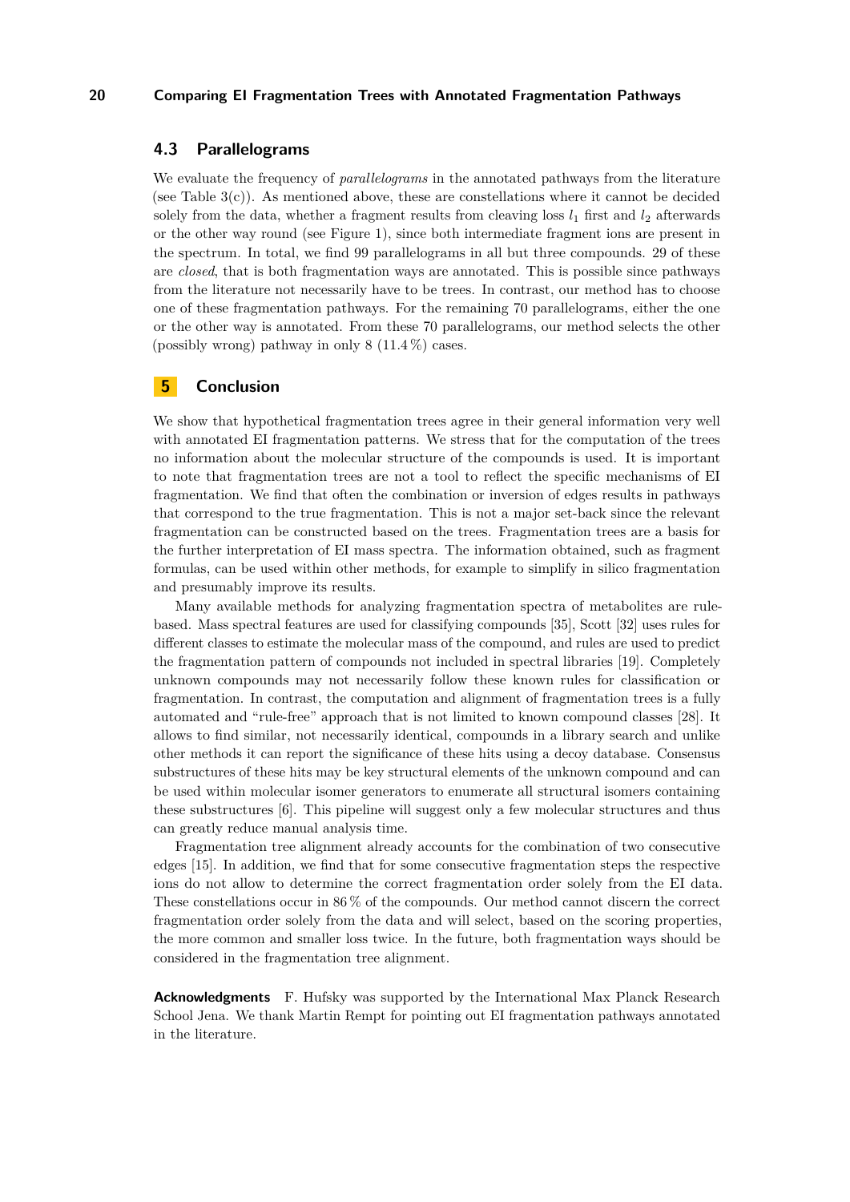### 4.3 Parallelograms

We evaluate the frequency of *parallelograms* in the annotated pathways from the literature (see Table 3(c)). As mentioned above, these are constellations where it cannot be decided solely from the data, whether a fragment results from cleaving loss $l_1$ first and $l_2$ afterwards or the other way round (see Figure 1), since both intermediate fragment ions are present in the spectrum. In total, we find 99 parallelograms in all but three compounds. 29 of these are *closed*, that is both fragmentation ways are annotated. This is possible since pathways from the literature not necessarily have to be trees. In contrast, our method has to choose one of these fragmentation pathways. For the remaining 70 parallelograms, either the one or the other way is annotated. From these 70 parallelograms, our method selects the other (possibly wrong) pathway in only 8 (11.4 %) cases.

## 5 Conclusion

We show that hypothetical fragmentation trees agree in their general information very well with annotated EI fragmentation patterns. We stress that for the computation of the trees no information about the molecular structure of the compounds is used. It is important to note that fragmentation trees are not a tool to reflect the specific mechanisms of EI fragmentation. We find that often the combination or inversion of edges results in pathways that correspond to the true fragmentation. This is not a major set-back since the relevant fragmentation can be constructed based on the trees. Fragmentation trees are a basis for the further interpretation of EI mass spectra. The information obtained, such as fragment formulas, can be used within other methods, for example to simplify in silico fragmentation and presumably improve its results.

Many available methods for analyzing fragmentation spectra of metabolites are rule-based. Mass spectral features are used for classifying compounds [35], Scott [32] uses rules for different classes to estimate the molecular mass of the compound, and rules are used to predict the fragmentation pattern of compounds not included in spectral libraries [19]. Completely unknown compounds may not necessarily follow these known rules for classification or fragmentation. In contrast, the computation and alignment of fragmentation trees is a fully automated and "rule-free" approach that is not limited to known compound classes [28]. It allows to find similar, not necessarily identical, compounds in a library search and unlike other methods it can report the significance of these hits using a decoy database. Consensus substructures of these hits may be key structural elements of the unknown compound and can be used within molecular isomer generators to enumerate all structural isomers containing these substructures [6]. This pipeline will suggest only a few molecular structures and thus can greatly reduce manual analysis time.

Fragmentation tree alignment already accounts for the combination of two consecutive edges [15]. In addition, we find that for some consecutive fragmentation steps the respective ions do not allow to determine the correct fragmentation order solely from the EI data. These constellations occur in 86 % of the compounds. Our method cannot discern the correct fragmentation order solely from the data and will select, based on the scoring properties, the more common and smaller loss twice. In the future, both fragmentation ways should be considered in the fragmentation tree alignment.

**Acknowledgments** F. Hufsky was supported by the International Max Planck Research School Jena. We thank Martin Rempt for pointing out EI fragmentation pathways annotated in the literature.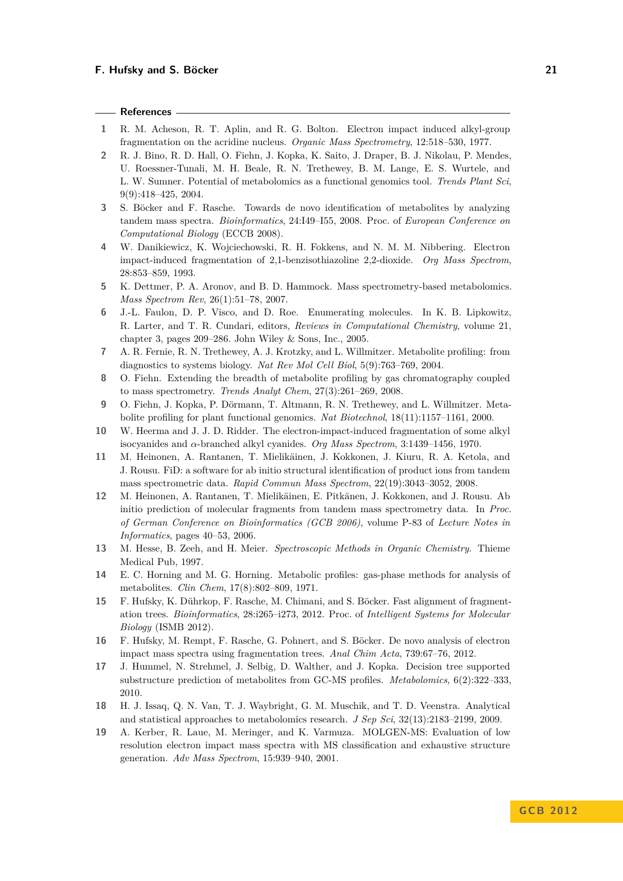## References

1. R. M. Acheson, R. T. Aplin, and R. G. Bolton. Electron impact induced alkyl-group fragmentation on the acridine nucleus. *Organic Mass Spectrometry*, 12:518–530, 1977.
2. R. J. Bino, R. D. Hall, O. Fiehn, J. Kopka, K. Saito, J. Draper, B. J. Nikolau, P. Mendes, U. Roessner-Tunali, M. H. Beale, R. N. Trethewey, B. M. Lange, E. S. Wurtele, and L. W. Sumner. Potential of metabolomics as a functional genomics tool. *Trends Plant Sci*, 9(9):418–425, 2004.
3. S. Böcker and F. Rasche. Towards de novo identification of metabolites by analyzing tandem mass spectra. *Bioinformatics*, 24:I49–I55, 2008. Proc. of *European Conference on Computational Biology* (ECCB 2008).
4. W. Danikiewicz, K. Wojciechowski, R. H. Fokkens, and N. M. M. Nibbering. Electron impact-induced fragmentation of 2,1-benzisothiazoline 2,2-dioxide. *Org Mass Spectrom*, 28:853–859, 1993.
5. K. Dettmer, P. A. Aronov, and B. D. Hammock. Mass spectrometry-based metabolomics. *Mass Spectrom Rev*, 26(1):51–78, 2007.
6. J.-L. Faulon, D. P. Visco, and D. Roe. Enumerating molecules. In K. B. Lipkowitz, R. Larter, and T. R. Cundari, editors, *Reviews in Computational Chemistry*, volume 21, chapter 3, pages 209–286. John Wiley & Sons, Inc., 2005.
7. A. R. Fernie, R. N. Trethewey, A. J. Krotzky, and L. Willmitzer. Metabolite profiling: from diagnostics to systems biology. *Nat Rev Mol Cell Biol*, 5(9):763–769, 2004.
8. O. Fiehn. Extending the breadth of metabolite profiling by gas chromatography coupled to mass spectrometry. *Trends Analyt Chem*, 27(3):261–269, 2008.
9. O. Fiehn, J. Kopka, P. Dörmann, T. Altmann, R. N. Trethewey, and L. Willmitzer. Metabolite profiling for plant functional genomics. *Nat Biotechnol*, 18(11):1157–1161, 2000.
10. W. Heerma and J. J. D. Ridder. The electron-impact-induced fragmentation of some alkyl isocyanides and $\alpha$-branched alkyl cyanides. *Org Mass Spectrom*, 3:1439–1456, 1970.
11. M. Heinonen, A. Rantanen, T. Mielikäinen, J. Kokkonen, J. Kiuru, R. A. Ketola, and J. Rousu. FiD: a software for ab initio structural identification of product ions from tandem mass spectrometric data. *Rapid Commun Mass Spectrom*, 22(19):3043–3052, 2008.
12. M. Heinonen, A. Rantanen, T. Mielikäinen, E. Pitkänen, J. Kokkonen, and J. Rousu. Ab initio prediction of molecular fragments from tandem mass spectrometry data. In *Proc. of German Conference on Bioinformatics (GCB 2006)*, volume P-83 of *Lecture Notes in Informatics*, pages 40–53, 2006.
13. M. Hesse, B. Zeeh, and H. Meier. *Spectroscopic Methods in Organic Chemistry*. Thieme Medical Pub, 1997.
14. E. C. Horning and M. G. Horning. Metabolic profiles: gas-phase methods for analysis of metabolites. *Clin Chem*, 17(8):802–809, 1971.
15. F. Hufsky, K. Dührkop, F. Rasche, M. Chimani, and S. Böcker. Fast alignment of fragmentation trees. *Bioinformatics*, 28:i265–i273, 2012. Proc. of *Intelligent Systems for Molecular Biology* (ISMB 2012).
16. F. Hufsky, M. Rempt, F. Rasche, G. Pohnert, and S. Böcker. De novo analysis of electron impact mass spectra using fragmentation trees. *Anal Chim Acta*, 739:67–76, 2012.
17. J. Hummel, N. Strehmel, J. Selbig, D. Walther, and J. Kopka. Decision tree supported substructure prediction of metabolites from GC-MS profiles. *Metabolomics*, 6(2):322–333, 2010.
18. H. J. Issaq, Q. N. Van, T. J. Waybright, G. M. Muschik, and T. D. Veenstra. Analytical and statistical approaches to metabolomics research. *J Sep Sci*, 32(13):2183–2199, 2009.
19. A. Kerber, R. Laue, M. Meringer, and K. Varmuza. MOLGEN-MS: Evaluation of low resolution electron impact mass spectra with MS classification and exhaustive structure generation. *Adv Mass Spectrom*, 15:939–940, 2001.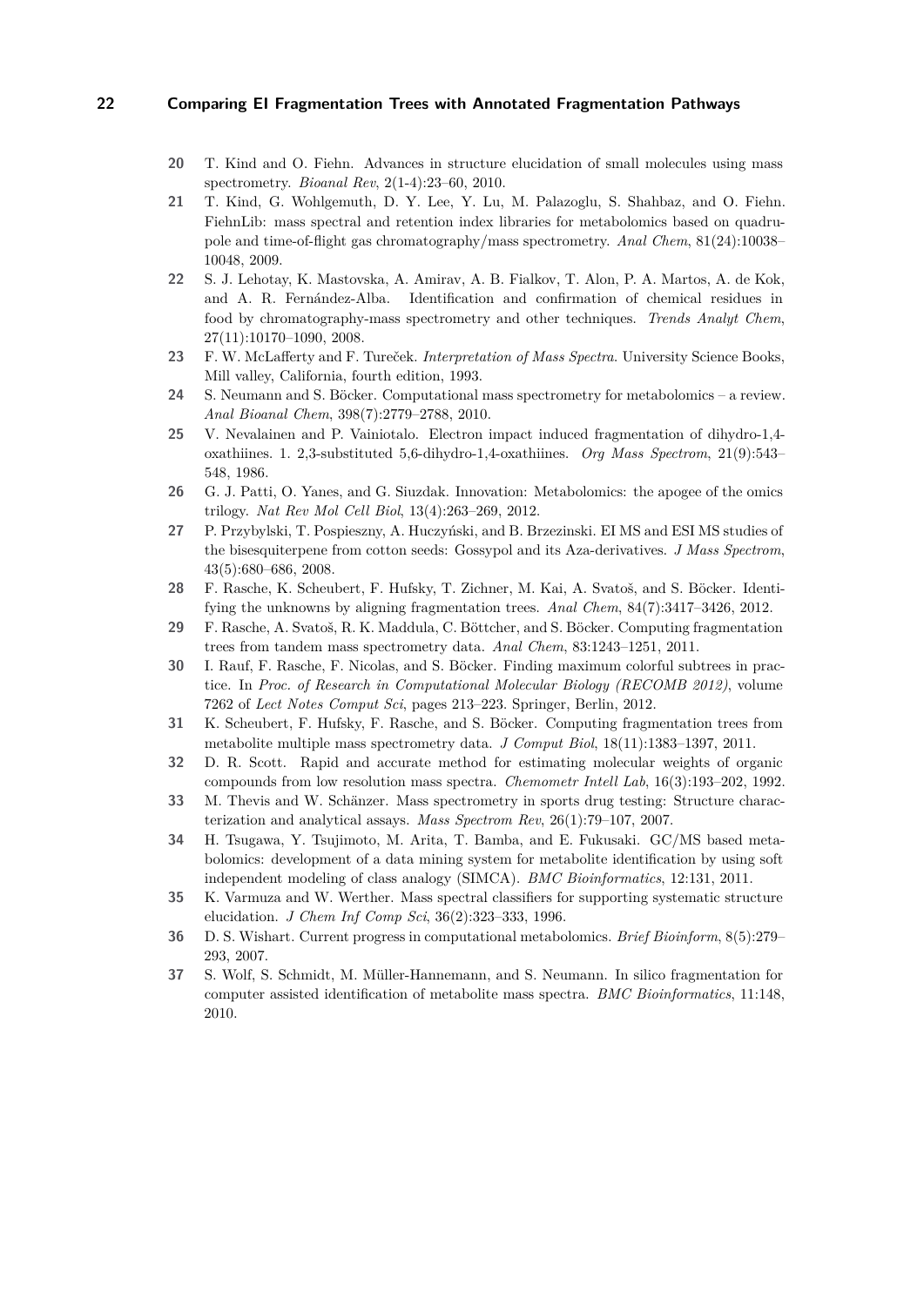20 T. Kind and O. Fiehn. Advances in structure elucidation of small molecules using mass spectrometry. *Bioanal Rev*, 2(1-4):23–60, 2010.

21 T. Kind, G. Wohlgemuth, D. Y. Lee, Y. Lu, M. Palazoglu, S. Shahbaz, and O. Fiehn. FiehnLib: mass spectral and retention index libraries for metabolomics based on quadrupole and time-of-flight gas chromatography/mass spectrometry. *Anal Chem*, 81(24):10038–10048, 2009.

22 S. J. Lehotay, K. Mastovska, A. Amirav, A. B. Fialkov, T. Alon, P. A. Martos, A. de Kok, and A. R. Fernández-Alba. Identification and confirmation of chemical residues in food by chromatography-mass spectrometry and other techniques. *Trends Analyt Chem*, 27(11):10170–1090, 2008.

23 F. W. McLafferty and F. Tureček. *Interpretation of Mass Spectra*. University Science Books, Mill valley, California, fourth edition, 1993.

24 S. Neumann and S. Böcker. Computational mass spectrometry for metabolomics – a review. *Anal Bioanal Chem*, 398(7):2779–2788, 2010.

25 V. Nevalainen and P. Vainiotalo. Electron impact induced fragmentation of dihydro-1,4-oxathiines. 1. 2,3-substituted 5,6-dihydro-1,4-oxathiines. *Org Mass Spectrom*, 21(9):543–548, 1986.

26 G. J. Patti, O. Yanes, and G. Siuzdak. Innovation: Metabolomics: the apogee of the omics trilogy. *Nat Rev Mol Cell Biol*, 13(4):263–269, 2012.

27 P. Przybylski, T. Pospieszny, A. Huczyński, and B. Brzezinski. EI MS and ESI MS studies of the bisesquiterpene from cotton seeds: Gossypol and its Aza-derivatives. *J Mass Spectrom*, 43(5):680–686, 2008.

28 F. Rasche, K. Scheubert, F. Hufsky, T. Zichner, M. Kai, A. Svatoš, and S. Böcker. Identifying the unknowns by aligning fragmentation trees. *Anal Chem*, 84(7):3417–3426, 2012.

29 F. Rasche, A. Svatoš, R. K. Maddula, C. Böttcher, and S. Böcker. Computing fragmentation trees from tandem mass spectrometry data. *Anal Chem*, 83:1243–1251, 2011.

30 I. Rauf, F. Rasche, F. Nicolas, and S. Böcker. Finding maximum colorful subtrees in practice. In *Proc. of Research in Computational Molecular Biology (RECOMB 2012)*, volume 7262 of *Lect Notes Comput Sci*, pages 213–223. Springer, Berlin, 2012.

31 K. Scheubert, F. Hufsky, F. Rasche, and S. Böcker. Computing fragmentation trees from metabolite multiple mass spectrometry data. *J Comput Biol*, 18(11):1383–1397, 2011.

32 D. R. Scott. Rapid and accurate method for estimating molecular weights of organic compounds from low resolution mass spectra. *Chemometr Intell Lab*, 16(3):193–202, 1992.

33 M. Thevis and W. Schänzer. Mass spectrometry in sports drug testing: Structure characterization and analytical assays. *Mass Spectrom Rev*, 26(1):79–107, 2007.

34 H. Tsugawa, Y. Tsujimoto, M. Arita, T. Bamba, and E. Fukusaki. GC/MS based metabolomics: development of a data mining system for metabolite identification by using soft independent modeling of class analogy (SIMCA). *BMC Bioinformatics*, 12:131, 2011.

35 K. Varmuza and W. Werther. Mass spectral classifiers for supporting systematic structure elucidation. *J Chem Inf Comp Sci*, 36(2):323–333, 1996.

36 D. S. Wishart. Current progress in computational metabolomics. *Brief Bioinform*, 8(5):279–293, 2007.

37 S. Wolf, S. Schmidt, M. Müller-Hannemann, and S. Neumann. In silico fragmentation for computer assisted identification of metabolite mass spectra. *BMC Bioinformatics*, 11:148, 2010.